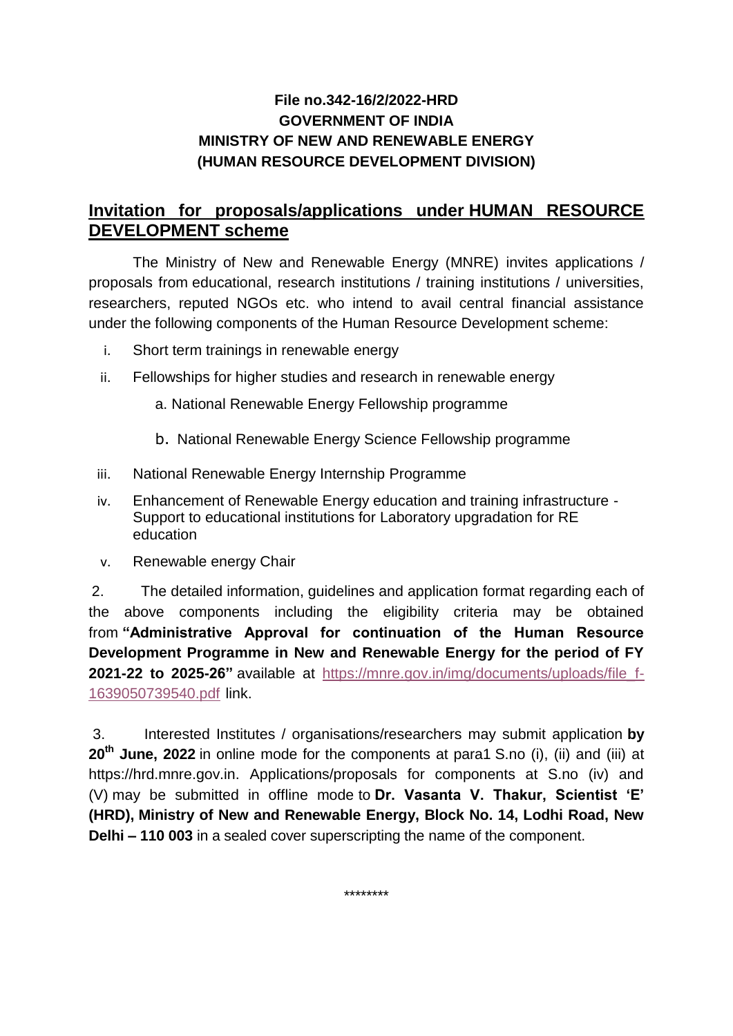**File no.342-16/2/2022-HRD**
**GOVERNMENT OF INDIA**
**MINISTRY OF NEW AND RENEWABLE ENERGY**
**(HUMAN RESOURCE DEVELOPMENT DIVISION)**

## Invitation for proposals/applications under HUMAN RESOURCE DEVELOPMENT scheme

The Ministry of New and Renewable Energy (MNRE) invites applications / proposals from educational, research institutions / training institutions / universities, researchers, reputed NGOs etc. who intend to avail central financial assistance under the following components of the Human Resource Development scheme:

i. Short term trainings in renewable energy

ii. Fellowships for higher studies and research in renewable energy

   a. National Renewable Energy Fellowship programme

   b. National Renewable Energy Science Fellowship programme

iii. National Renewable Energy Internship Programme

iv. Enhancement of Renewable Energy education and training infrastructure - Support to educational institutions for Laboratory upgradation for RE education

v. Renewable energy Chair

2. The detailed information, guidelines and application format regarding each of the above components including the eligibility criteria may be obtained from **"Administrative Approval for continuation of the Human Resource Development Programme in New and Renewable Energy for the period of FY 2021-22 to 2025-26"** available at https://mnre.gov.in/img/documents/uploads/file_f-1639050739540.pdf link.

3. Interested Institutes / organisations/researchers may submit application **by 20th June, 2022** in online mode for the components at para1 S.no (i), (ii) and (iii) at https://hrd.mnre.gov.in. Applications/proposals for components at S.no (iv) and (V) may be submitted in offline mode to **Dr. Vasanta V. Thakur, Scientist 'E' (HRD), Ministry of New and Renewable Energy, Block No. 14, Lodhi Road, New Delhi – 110 003** in a sealed cover superscripting the name of the component.

********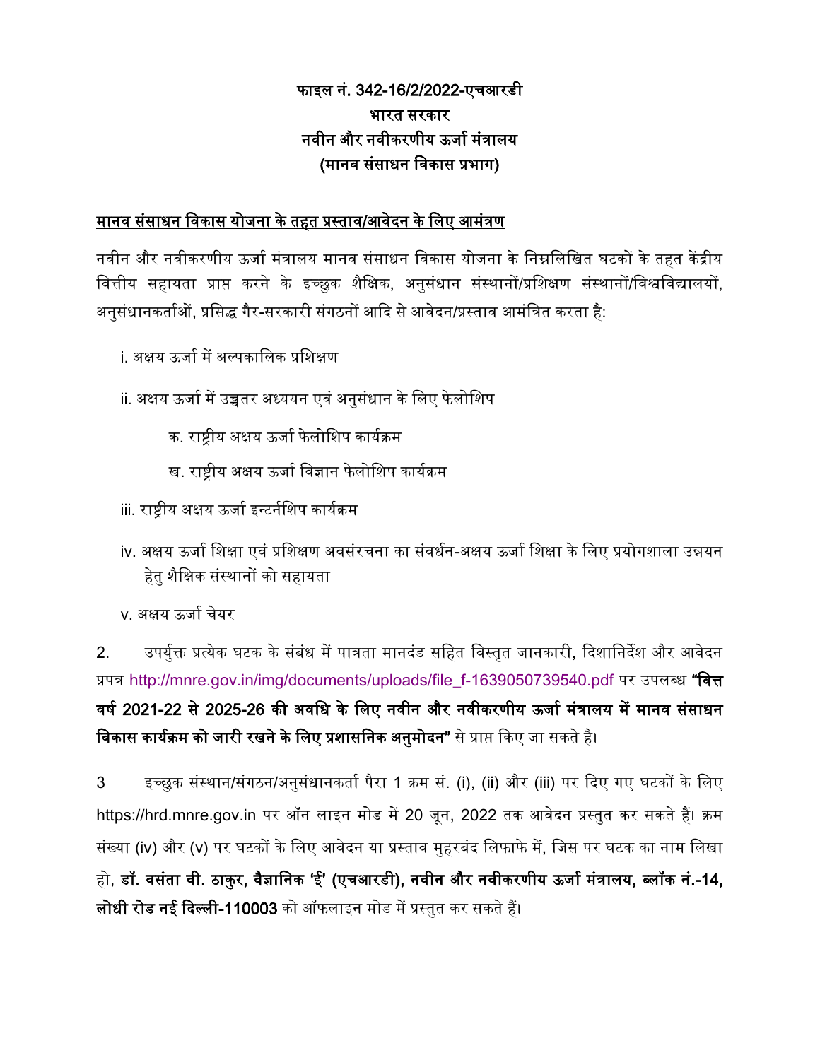**फाइल नं. 342-16/2/2022-एचआरडी**
**भारत सरकार**
**नवीन और नवीकरणीय ऊर्जा मंत्रालय**
**(मानव संसाधन विकास प्रभाग)**

**<u>मानव संसाधन विकास योजना के तहत प्रस्ताव/आवेदन के लिए आमंत्रण</u>**

नवीन और नवीकरणीय ऊर्जा मंत्रालय मानव संसाधन विकास योजना के निम्नलिखित घटकों के तहत केंद्रीय वित्तीय सहायता प्राप्त करने के इच्छुक शैक्षिक, अनुसंधान संस्थानों/प्रशिक्षण संस्थानों/विश्वविद्यालयों, अनुसंधानकर्ताओं, प्रसिद्ध गैर-सरकारी संगठनों आदि से आवेदन/प्रस्ताव आमंत्रित करता है:

i. अक्षय ऊर्जा में अल्पकालिक प्रशिक्षण

ii. अक्षय ऊर्जा में उच्चतर अध्ययन एवं अनुसंधान के लिए फेलोशिप

   क. राष्ट्रीय अक्षय ऊर्जा फेलोशिप कार्यक्रम

   ख. राष्ट्रीय अक्षय ऊर्जा विज्ञान फेलोशिप कार्यक्रम

iii. राष्ट्रीय अक्षय ऊर्जा इन्टर्नशिप कार्यक्रम

iv. अक्षय ऊर्जा शिक्षा एवं प्रशिक्षण अवसंरचना का संवर्धन-अक्षय ऊर्जा शिक्षा के लिए प्रयोगशाला उन्नयन हेतु शैक्षिक संस्थानों को सहायता

v. अक्षय ऊर्जा चेयर

2. उपर्युक्त प्रत्येक घटक के संबंध में पात्रता मानदंड सहित विस्तृत जानकारी, दिशानिर्देश और आवेदन प्रपत्र http://mnre.gov.in/img/documents/uploads/file_f-1639050739540.pdf पर उपलब्ध **"वित्त वर्ष 2021-22 से 2025-26 की अवधि के लिए नवीन और नवीकरणीय ऊर्जा मंत्रालय में मानव संसाधन विकास कार्यक्रम को जारी रखने के लिए प्रशासनिक अनुमोदन"** से प्राप्त किए जा सकते है।

3 इच्छुक संस्थान/संगठन/अनुसंधानकर्ता पैरा 1 क्रम सं. (i), (ii) और (iii) पर दिए गए घटकों के लिए https://hrd.mnre.gov.in पर ऑन लाइन मोड में 20 जून, 2022 तक आवेदन प्रस्तुत कर सकते हैं। क्रम संख्या (iv) और (v) पर घटकों के लिए आवेदन या प्रस्ताव मुहरबंद लिफाफे में, जिस पर घटक का नाम लिखा हो, **डॉ. वसंता वी. ठाकुर, वैज्ञानिक 'ई' (एचआरडी), नवीन और नवीकरणीय ऊर्जा मंत्रालय, ब्लॉक नं.-14, लोधी रोड नई दिल्ली-110003** को ऑफलाइन मोड में प्रस्तुत कर सकते हैं।